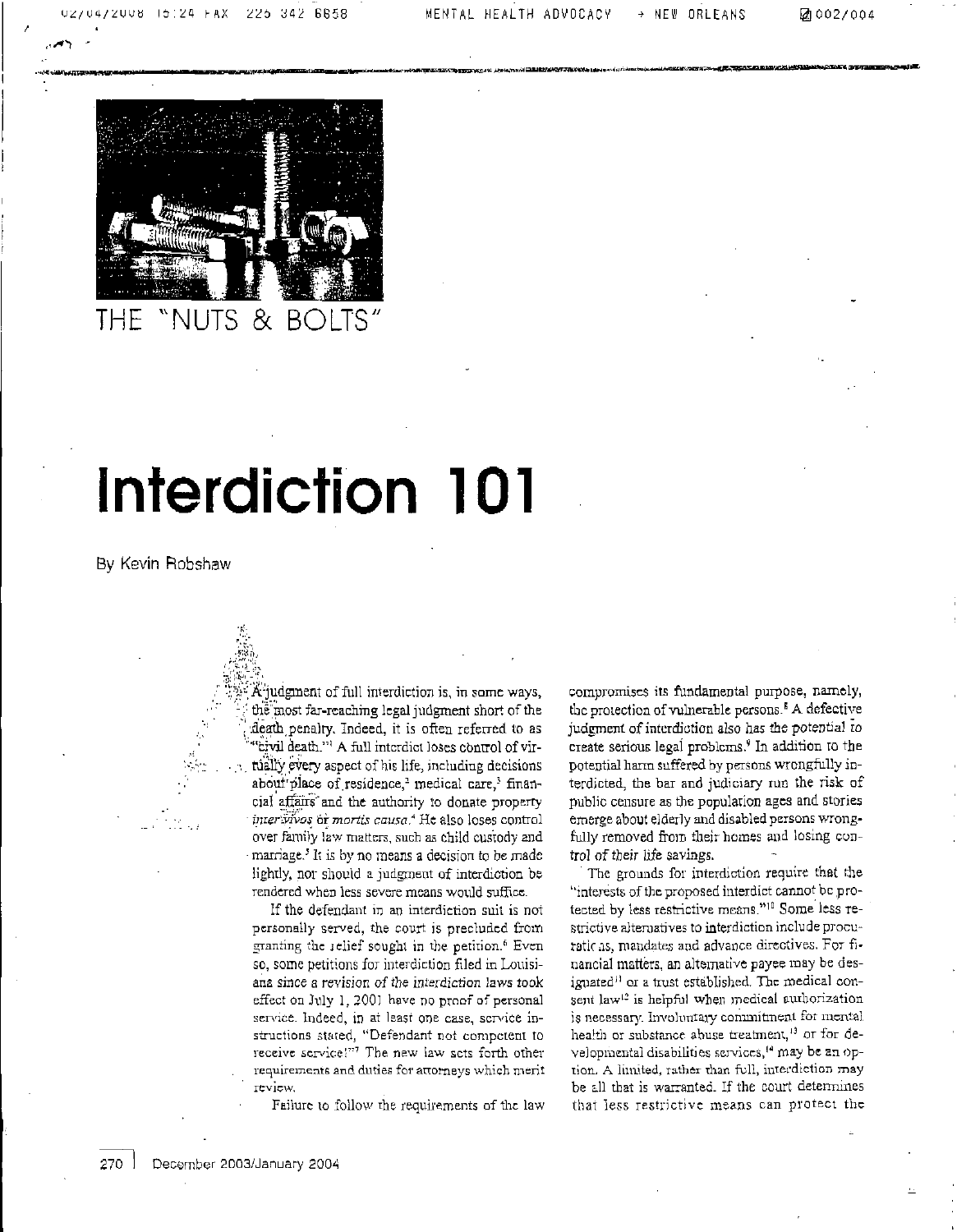THE "NUTS & BOLTS"

# Interdiction 101

By Kevin Robshaw

A judgment of full interdiction is, in some ways, the most far-reaching legal judgment short of the death penalty. Indeed, it is often referred to as "civil death."[1] A full interdict loses control of virtually every aspect of his life, including decisions about place of residence,[2] medical care,[3] financial affairs and the authority to donate property *inter vivos* or *mortis causa*.[4] He also loses control over family law matters, such as child custody and marriage.[5] It is by no means a decision to be made lightly, nor should a judgment of interdiction be rendered when less severe means would suffice.

If the defendant in an interdiction suit is not personally served, the court is precluded from granting the relief sought in the petition.[6] Even so, some petitions for interdiction filed in Louisiana since a revision of the interdiction laws took effect on July 1, 2001 have no proof of personal service. Indeed, in at least one case, service instructions stated, "Defendant not competent to receive service!"[7] The new law sets forth other requirements and duties for attorneys which merit review.

Failure to follow the requirements of the law compromises its fundamental purpose, namely, the protection of vulnerable persons.[8] A defective judgment of interdiction also has the potential to create serious legal problems.[9] In addition to the potential harm suffered by persons wrongfully interdicted, the bar and judiciary run the risk of public censure as the population ages and stories emerge about elderly and disabled persons wrongfully removed from their homes and losing control of their life savings.

The grounds for interdiction require that the "interests of the proposed interdict cannot be protected by less restrictive means."[10] Some less restrictive alternatives to interdiction include procurations, mandates and advance directives. For financial matters, an alternative payee may be designated[11] or a trust established. The medical consent law[12] is helpful when medical authorization is necessary. Involuntary commitment for mental health or substance abuse treatment,[13] or for developmental disabilities services,[14] may be an option. A limited, rather than full, interdiction may be all that is warranted. If the court determines that less restrictive means can protect the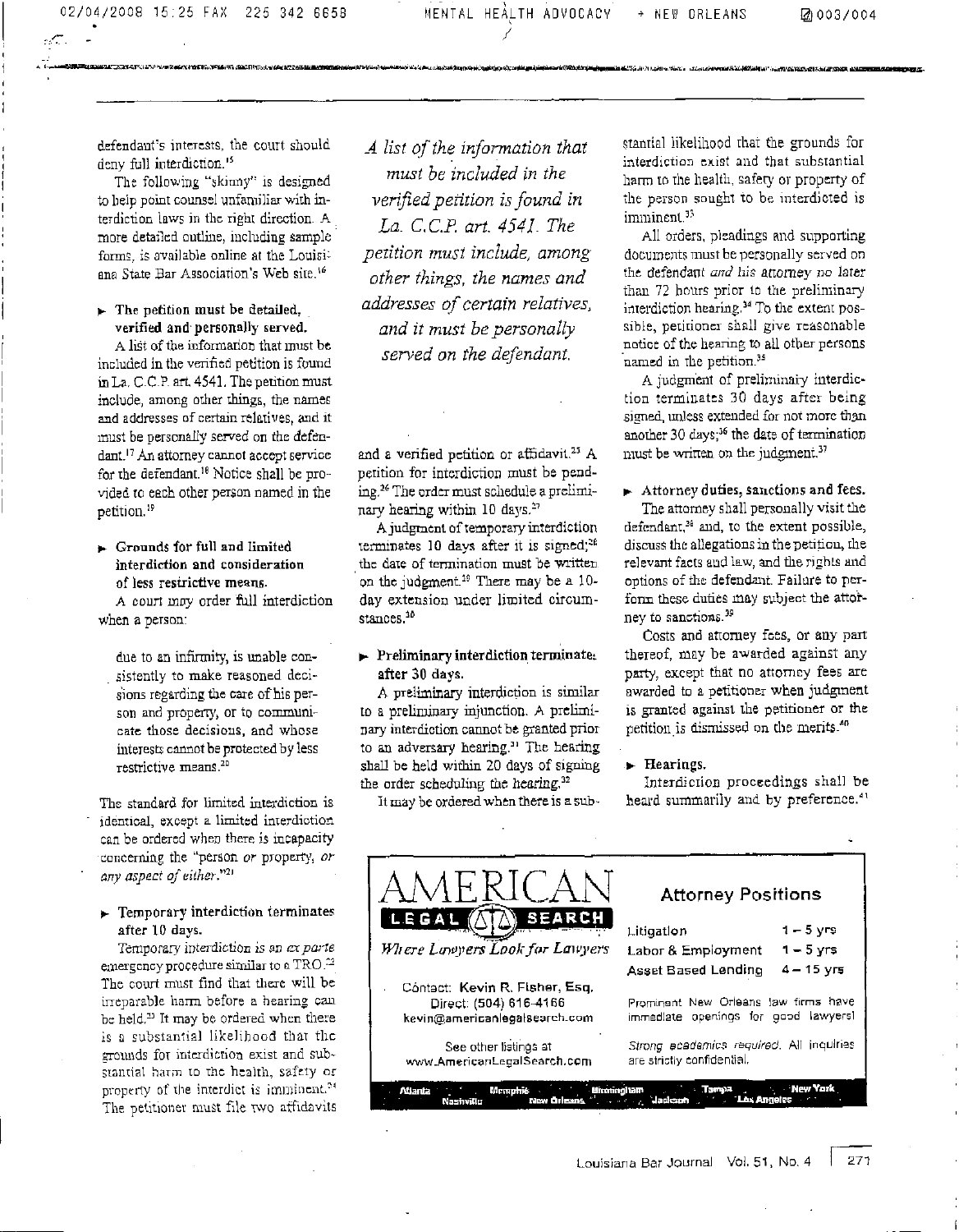defendant's interests, the court should deny full interdiction.[15]

The following "skinny" is designed to help point counsel unfamiliar with interdiction laws in the right direction. A more detailed outline, including sample forms, is available online at the Louisiana State Bar Association's Web site.[16]

### The petition must be detailed, verified and personally served.

A list of the information that must be included in the verified petition is found in La. C.C.P. art. 4541. The petition must include, among other things, the names and addresses of certain relatives, and it must be personally served on the defendant.[17] An attorney cannot accept service for the defendant.[18] Notice shall be provided to each other person named in the petition.[19]

### Grounds for full and limited interdiction and consideration of less restrictive means.

A court *may* order full interdiction when a person:

> due to an infirmity, is unable consistently to make reasoned decisions regarding the care of his person and property, or to communicate those decisions, and whose interests cannot be protected by less restrictive means.[20]

The standard for limited interdiction is identical, except a limited interdiction can be ordered when there is incapacity concerning the "person *or* property, *or any aspect of either*."[21]

### Temporary interdiction terminates after 10 days.

Temporary interdiction is an *ex parte* emergency procedure similar to a TRO.[22] The court must find that there will be irreparable harm before a hearing can be held.[23] It may be ordered when there is a substantial likelihood that the grounds for interdiction exist and substantial harm to the health, safety or property of the interdict is imminent.[24] The petitioner must file two affidavits and a verified petition or affidavit.[25] A petition for interdiction must be pending.[26] The order must schedule a preliminary hearing within 10 days.[27]

A judgment of temporary interdiction terminates 10 days after it is signed;[28] the date of termination must be written on the judgment.[29] There may be a 10-day extension under limited circumstances.[30]

### Preliminary interdiction terminates after 30 days.

A preliminary interdiction is similar to a preliminary injunction. A preliminary interdiction cannot be granted prior to an adversary hearing.[31] The hearing shall be held within 20 days of signing the order scheduling the hearing.[32]

It may be ordered when there is a substantial likelihood that the grounds for interdiction exist and that substantial harm to the health, safety or property of the person sought to be interdicted is imminent.[33]

All orders, pleadings and supporting documents must be personally served on the defendant *and his* attorney *no* later than 72 hours prior to the preliminary interdiction hearing.[34] To the extent possible, petitioner shall give reasonable notice of the hearing to all other persons named in the petition.[35]

A judgment of preliminary interdiction terminates 30 days after being signed, unless extended for not more than another 30 days;[36] the date of termination must be written on the judgment.[37]

### Attorney duties, sanctions and fees.

The attorney shall personally visit the defendant,[38] and, to the extent possible, discuss the allegations in the petition, the relevant facts and law, and the rights and options of the defendant. Failure to perform these duties may subject the attorney to sanctions.[39]

Costs and attorney fees, or any part thereof, may be awarded against any party, except that no attorney fees are awarded to a petitioner when judgment is granted against the petitioner or the petition is dismissed on the merits.[40]

### Hearings.

Interdiction proceedings shall be heard summarily and by preference.[41]

*A list of the information that must be included in the verified petition is found in La. C.C.P. art. 4541. The petition must include, among other things, the names and addresses of certain relatives, and it must be personally served on the defendant.*

AMERICAN LEGAL SEARCH
*Where Lawyers Look for Lawyers*

Contact: Kevin R. Fisher, Esq.
Direct: (504) 616-4166
kevin@americanlegalsearch.com

See other listings at
www.AmericanLegalSearch.com

**Attorney Positions**

| | |
|---|---|
| Litigation | 1 – 5 yrs |
| Labor & Employment | 1 – 5 yrs |
| Asset Based Lending | 4 – 15 yrs |

Prominent New Orleans law firms have immediate openings for good lawyers!

*Strong academics required.* All inquiries are strictly confidential.

Atlanta · Memphis · Birmingham · Tampa · New York · Nashville · New Orleans · Jackson · Los Angeles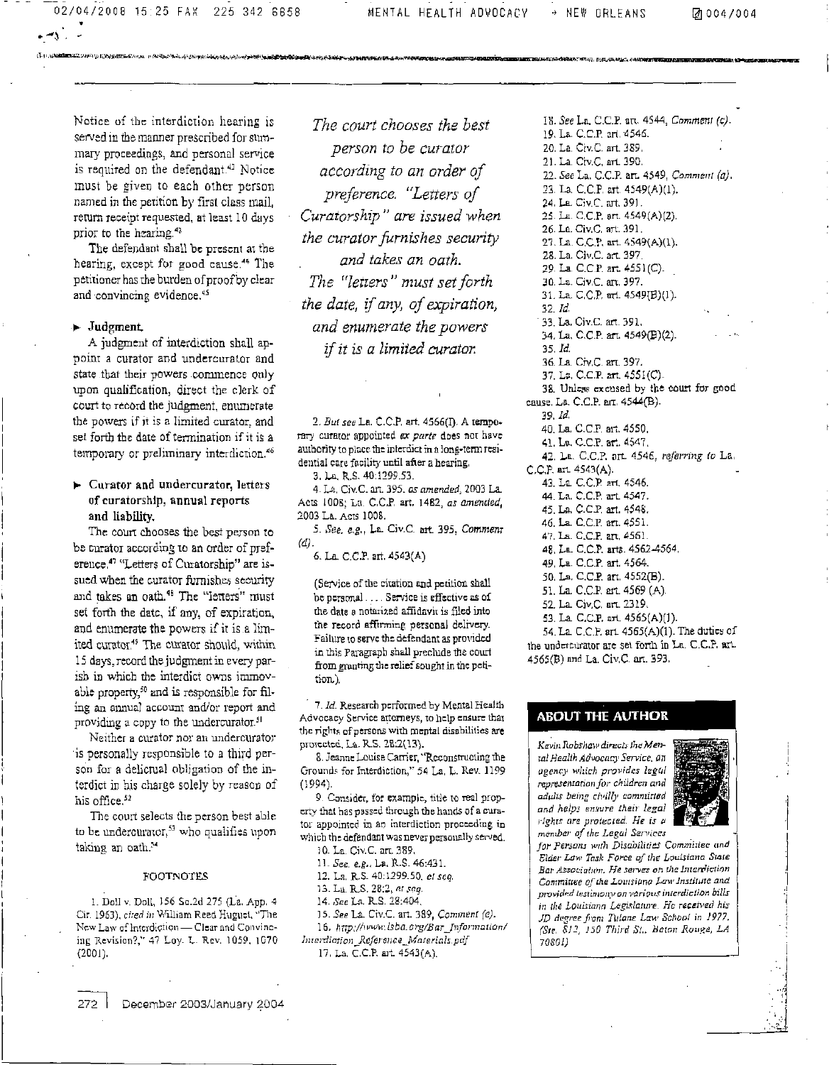Notice of the interdiction hearing is served in the manner prescribed for summary proceedings, and personal service is required on the defendant.[42] Notice must be given to each other person named in the petition by first class mail, return receipt requested, at least 10 days prior to the hearing.[43]

The defendant shall be present at the hearing, except for good cause.[44] The petitioner has the burden of proof by clear and convincing evidence.[45]

### ► Judgment

A judgment of interdiction shall appoint a curator and undercurator and state that their powers commence only upon qualification, direct the clerk of court to record the judgment, enumerate the powers if it is a limited curator, and set forth the date of termination if it is a temporary or preliminary interdiction.[46]

### ► Curator and undercurator, letters of curatorship, annual reports and liability.

The court chooses the best person to be curator according to an order of preference.[47] "Letters of Curatorship" are issued when the curator furnishes security and takes an oath.[48] The "letters" must set forth the date, if any, of expiration, and enumerate the powers if it is a limited curator.[49] The curator should, within 15 days, record the judgment in every parish in which the interdict owns immovable property,[50] and is responsible for filing an annual account and/or report and providing a copy to the undercurator.[51]

Neither a curator nor an undercurator is personally responsible to a third person for a delictual obligation of the interdict in his charge solely by reason of his office.[52]

The court selects the person best able to be undercurator,[53] who qualifies upon taking an oath.[54]

*The court chooses the best person to be curator according to an order of preference. "Letters of Curatorship" are issued when the curator furnishes security and takes an oath. The "letters" must set forth the date, if any, of expiration, and enumerate the powers if it is a limited curator.*

#### FOOTNOTES

1. Doll v. Doll, 156 So.2d 275 (La. App. 4 Cir. 1963), *cited in* William Reed Huguet, "The New Law of Interdiction — Clear and Convincing Revision?," 47 Loy. L. Rev. 1059, 1070 (2001).

2. *But see* La. C.C.P. art. 4566(I). A temporary curator appointed *ex parte* does not have authority to place the interdict in a long-term residential care facility until after a hearing.

3. La. R.S. 40:1299.53.

4. La. Civ.C. art. 395, *as amended*, 2003 La. Acts 1008; La. C.C.P. art. 1482, *as amended*, 2003 La. Acts 1008.

5. *See, e.g.*, La. Civ.C. art. 395, *Comment (d)*.

6. La. C.C.P. art. 4543(A)

(Service of the citation and petition shall be personal. . . . Service is effective as of the date a notarized affidavit is filed into the record affirming personal delivery. Failure to serve the defendant as provided in this Paragraph shall preclude the court from granting the relief sought in the petition.).

7. *Id.* Research performed by Mental Health Advocacy Service attorneys, to help ensure that the rights of persons with mental disabilities are protected, La. R.S. 28:2(13).

8. Jeanne Louise Carrier, "Reconstructing the Grounds for Interdiction," 54 La. L. Rev. 1199 (1994).

9. Consider, for example, title to real property that has passed through the hands of a curator appointed in an interdiction proceeding in which the defendant was never personally served.

10. La. Civ.C. art. 389.

11. *See, e.g.*, La. R.S. 46:431.

12. La. R.S. 40:1299.50, *et seq.*

13. La. R.S. 28:2, *et seq.*

14. *See* La. R.S. 28:404.

15. *See* La. Civ.C. art. 389, *Comment (e)*.

16. *http://www.lsba.org/Bar_Information/Interdiction_Reference_Materials.pdf*

17. La. C.C.P. art. 4543(A).

18. *See* La. C.C.P. art. 4544, *Comment (c)*.

19. La. C.C.P. art. 4546.

20. La. Civ.C. art. 389.

21. La. Civ.C. art. 390.

22. *See* La. C.C.P. art. 4549, *Comment (a)*.

23. La. C.C.P. art. 4549(A)(1).

24. La. Civ.C. art. 391.

25. La. C.C.P. art. 4549(A)(2).

26. La. Civ.C. art. 391.

27. La. C.C.P. art. 4549(A)(1).

28. La. Civ.C. art. 397.

29. La. C.C.P. art. 4551(C).

30. La. Civ.C. art. 397.

31. La. C.C.P. art. 4549(B)(1).

32. *Id.*

33. La. Civ.C. art. 391.

34. La. C.C.P. art. 4549(B)(2).

35. *Id.*

36. La. Civ.C. art. 397.

37. La. C.C.P. art. 4551(C).

38. Unless excused by the court for good cause. La. C.C.P. art. 4544(B).

39. *Id.*

40. La. C.C.P. art. 4550.

41. La. C.C.P. art. 4547.

42. La. C.C.P. art. 4546, *referring to* La. C.C.P. art. 4543(A).

43. La. C.C.P. art. 4546.

44. La. C.C.P. art. 4547.

45. La. C.C.P. art. 4548.

46. La. C.C.P. art. 4551.

47. La. C.C.P. art. 4561.

48. La. C.C.P. arts. 4562-4564.

49. La. C.C.P. art. 4564.

50. La. C.C.P. art. 4552(B).

51. La. C.C.P. art. 4569 (A).

52. La. Civ.C. art. 2319.

53. La. C.C.P. art. 4565(A)(1).

54. La. C.C.P. art. 4565(A)(1). The duties of the undercurator are set forth in La. C.C.P. art. 4565(B) and La. Civ.C. art. 393.

## ABOUT THE AUTHOR

*Kevin Robshaw directs the Mental Health Advocacy Service, an agency which provides legal representation for children and adults being civilly committed and helps ensure their legal rights are protected. He is a member of the Legal Services for Persons with Disabilities Committee and Elder Law Task Force of the Louisiana State Bar Association. He serves on the Interdiction Committee of the Louisiana Law Institute and provided testimony on various interdiction bills in the Louisiana Legislature. He received his JD degree from Tulane Law School in 1977. (Ste. 812, 150 Third St., Baton Rouge, LA 70801)*